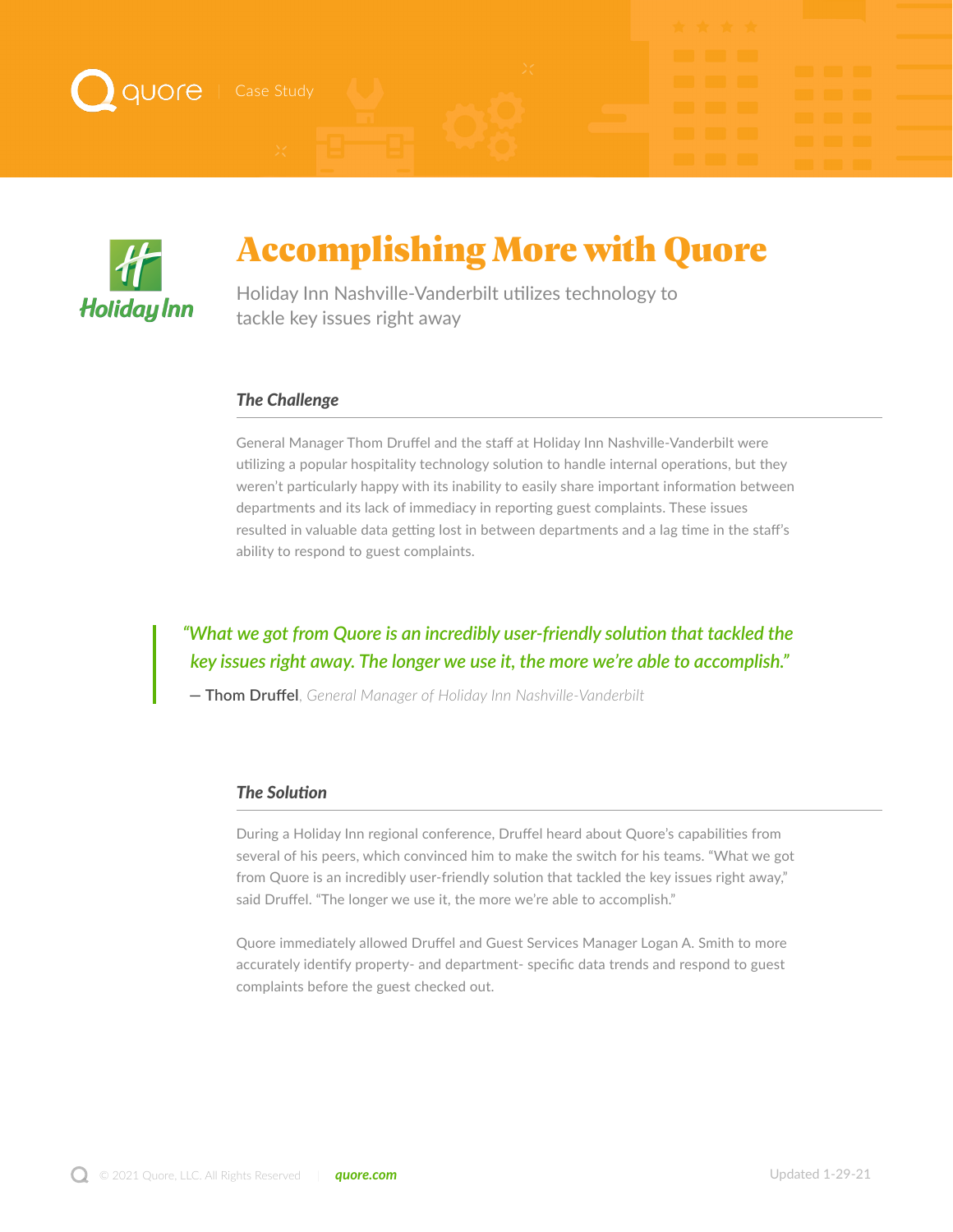quore | Case Study

Holiday Inn

# Accomplishing More with Quore

Holiday Inn Nashville-Vanderbilt utilizes technology to tackle key issues right away

### *The Challenge*

General Manager Thom Druffel and the staff at Holiday Inn Nashville-Vanderbilt were utilizing a popular hospitality technology solution to handle internal operations, but they weren't particularly happy with its inability to easily share important information between departments and its lack of immediacy in reporting guest complaints. These issues resulted in valuable data getting lost in between departments and a lag time in the staff's ability to respond to guest complaints.

> *"What we got from Quore is an incredibly user-friendly solution that tackled the key issues right away. The longer we use it, the more we're able to accomplish."*
>
> — **Thom Druffel**, *General Manager of Holiday Inn Nashville-Vanderbilt*

### *The Solution*

During a Holiday Inn regional conference, Druffel heard about Quore's capabilities from several of his peers, which convinced him to make the switch for his teams. "What we got from Quore is an incredibly user-friendly solution that tackled the key issues right away," said Druffel. "The longer we use it, the more we're able to accomplish."

Quore immediately allowed Druffel and Guest Services Manager Logan A. Smith to more accurately identify property- and department- specific data trends and respond to guest complaints before the guest checked out.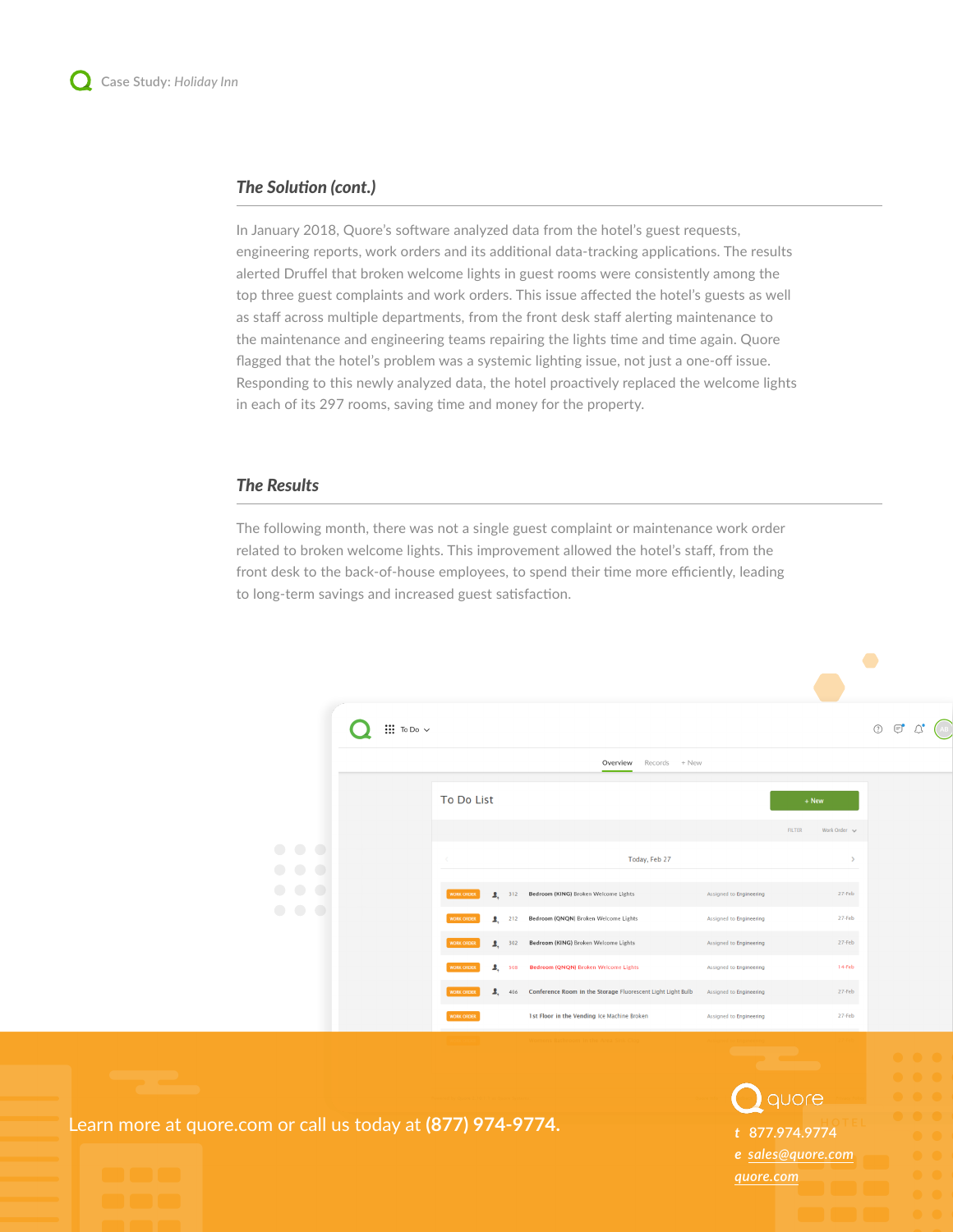## The Solution (cont.)

In January 2018, Quore's software analyzed data from the hotel's guest requests, engineering reports, work orders and its additional data-tracking applications. The results alerted Druffel that broken welcome lights in guest rooms were consistently among the top three guest complaints and work orders. This issue affected the hotel's guests as well as staff across multiple departments, from the front desk staff alerting maintenance to the maintenance and engineering teams repairing the lights time and time again. Quore flagged that the hotel's problem was a systemic lighting issue, not just a one-off issue. Responding to this newly analyzed data, the hotel proactively replaced the welcome lights in each of its 297 rooms, saving time and money for the property.

## The Results

The following month, there was not a single guest complaint or maintenance work order related to broken welcome lights. This improvement allowed the hotel's staff, from the front desk to the back-of-house employees, to spend their time more efficiently, leading to long-term savings and increased guest satisfaction.

Learn more at quore.com or call us today at **(877) 974-9774.**

quore

*t* 877.974.9774
*e* sales@quore.com
quore.com